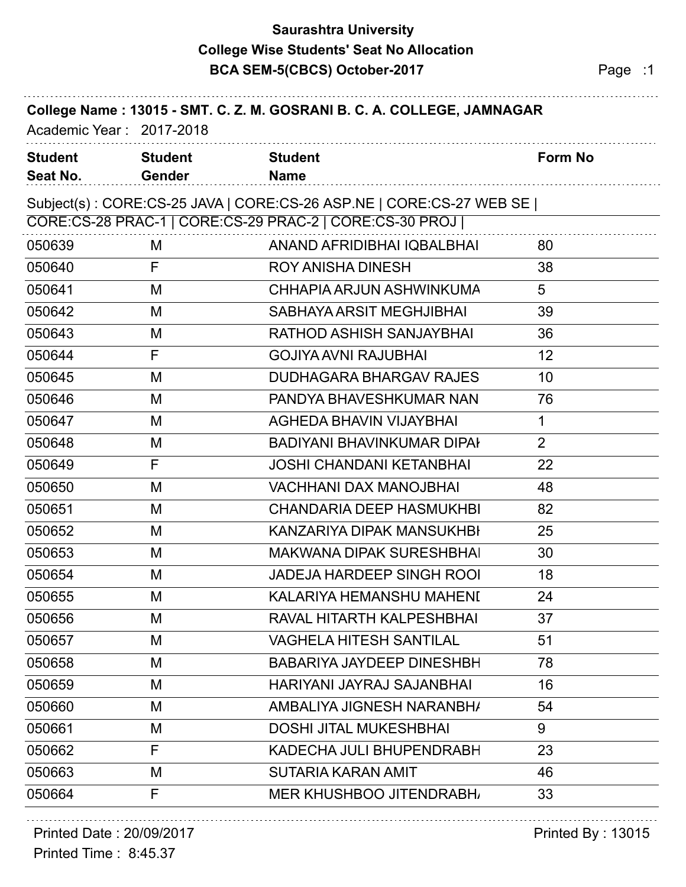# Saurashtra University

## College Wise Students' Seat No Allocation

### BCA SEM-5(CBCS) October-2017

**College Name : 13015 - SMT. C. Z. M. GOSRANI B. C. A. COLLEGE, JAMNAGAR**

Academic Year : 2017-2018

Subject(s) : CORE:CS-25 JAVA | CORE:CS-26 ASP.NE | CORE:CS-27 WEB SE | CORE:CS-28 PRAC-1 | CORE:CS-29 PRAC-2 | CORE:CS-30 PROJ |

| Student Seat No. | Student Gender | Student Name | Form No |
|---|---|---|---|
| 050639 | M | ANAND AFRIDIBHAI IQBALBHAI | 80 |
| 050640 | F | ROY ANISHA DINESH | 38 |
| 050641 | M | CHHAPIA ARJUN ASHWINKUMA | 5 |
| 050642 | M | SABHAYA ARSIT MEGHJIBHAI | 39 |
| 050643 | M | RATHOD ASHISH SANJAYBHAI | 36 |
| 050644 | F | GOJIYA AVNI RAJUBHAI | 12 |
| 050645 | M | DUDHAGARA BHARGAV RAJES | 10 |
| 050646 | M | PANDYA BHAVESHKUMAR NAN | 76 |
| 050647 | M | AGHEDA BHAVIN VIJAYBHAI | 1 |
| 050648 | M | BADIYANI BHAVINKUMAR DIPAI | 2 |
| 050649 | F | JOSHI CHANDANI KETANBHAI | 22 |
| 050650 | M | VACHHANI DAX MANOJBHAI | 48 |
| 050651 | M | CHANDARIA DEEP HASMUKHBI | 82 |
| 050652 | M | KANZARIYA DIPAK MANSUKHBI | 25 |
| 050653 | M | MAKWANA DIPAK SURESHBHAI | 30 |
| 050654 | M | JADEJA HARDEEP SINGH ROOI | 18 |
| 050655 | M | KALARIYA HEMANSHU MAHENI | 24 |
| 050656 | M | RAVAL HITARTH KALPESHBHAI | 37 |
| 050657 | M | VAGHELA HITESH SANTILAL | 51 |
| 050658 | M | BABARIYA JAYDEEP DINESHBH | 78 |
| 050659 | M | HARIYANI JAYRAJ SAJANBHAI | 16 |
| 050660 | M | AMBALIYA JIGNESH NARANBH | 54 |
| 050661 | M | DOSHI JITAL MUKESHBHAI | 9 |
| 050662 | F | KADECHA JULI BHUPENDRABH | 23 |
| 050663 | M | SUTARIA KARAN AMIT | 46 |
| 050664 | F | MER KHUSHBOO JITENDRABH | 33 |

Printed Date : 20/09/2017

Printed Time : 8:45.37

Printed By : 13015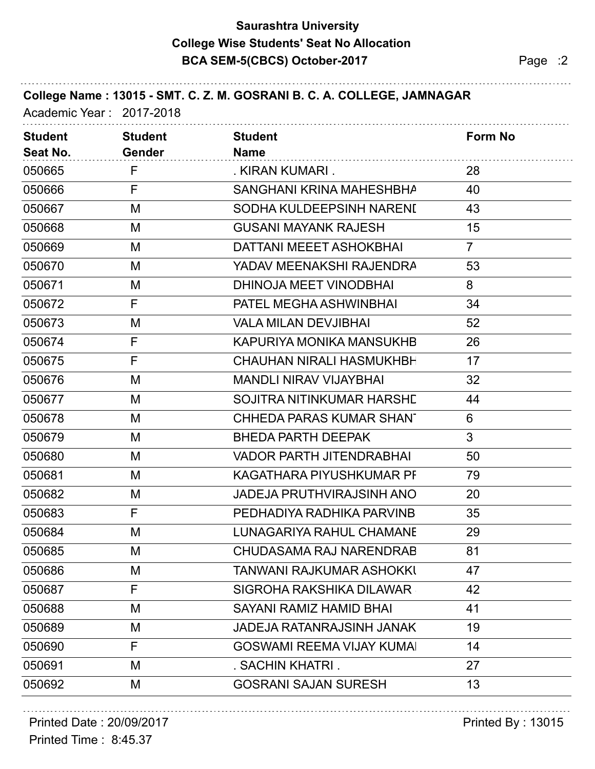# Saurashtra University
## College Wise Students' Seat No Allocation
### BCA SEM-5(CBCS) October-2017

**College Name : 13015 - SMT. C. Z. M. GOSRANI B. C. A. COLLEGE, JAMNAGAR**

Academic Year : 2017-2018

| Student Seat No. | Student Gender | Student Name | Form No |
|---|---|---|---|
| 050665 | F | . KIRAN KUMARI . | 28 |
| 050666 | F | SANGHANI KRINA MAHESHBHA | 40 |
| 050667 | M | SODHA KULDEEPSINH NARENI | 43 |
| 050668 | M | GUSANI MAYANK RAJESH | 15 |
| 050669 | M | DATTANI MEEET ASHOKBHAI | 7 |
| 050670 | M | YADAV MEENAKSHI RAJENDRA | 53 |
| 050671 | M | DHINOJA MEET VINODBHAI | 8 |
| 050672 | F | PATEL MEGHA ASHWINBHAI | 34 |
| 050673 | M | VALA MILAN DEVJIBHAI | 52 |
| 050674 | F | KAPURIYA MONIKA MANSUKHB | 26 |
| 050675 | F | CHAUHAN NIRALI HASMUKHBH | 17 |
| 050676 | M | MANDLI NIRAV VIJAYBHAI | 32 |
| 050677 | M | SOJITRA NITINKUMAR HARSHI | 44 |
| 050678 | M | CHHEDA PARAS KUMAR SHAN | 6 |
| 050679 | M | BHEDA PARTH DEEPAK | 3 |
| 050680 | M | VADOR PARTH JITENDRABHAI | 50 |
| 050681 | M | KAGATHARA PIYUSHKUMAR PI | 79 |
| 050682 | M | JADEJA PRUTHVIRAJSINH ANO | 20 |
| 050683 | F | PEDHADIYA RADHIKA PARVINB | 35 |
| 050684 | M | LUNAGARIYA RAHUL CHAMANE | 29 |
| 050685 | M | CHUDASAMA RAJ NARENDRAB | 81 |
| 050686 | M | TANWANI RAJKUMAR ASHOKKU | 47 |
| 050687 | F | SIGROHA RAKSHIKA DILAWAR | 42 |
| 050688 | M | SAYANI RAMIZ HAMID BHAI | 41 |
| 050689 | M | JADEJA RATANRAJSINH JANAK | 19 |
| 050690 | F | GOSWAMI REEMA VIJAY KUMAI | 14 |
| 050691 | M | . SACHIN KHATRI . | 27 |
| 050692 | M | GOSRANI SAJAN SURESH | 13 |

Printed Date : 20/09/2017

Printed Time : 8:45.37

Printed By : 13015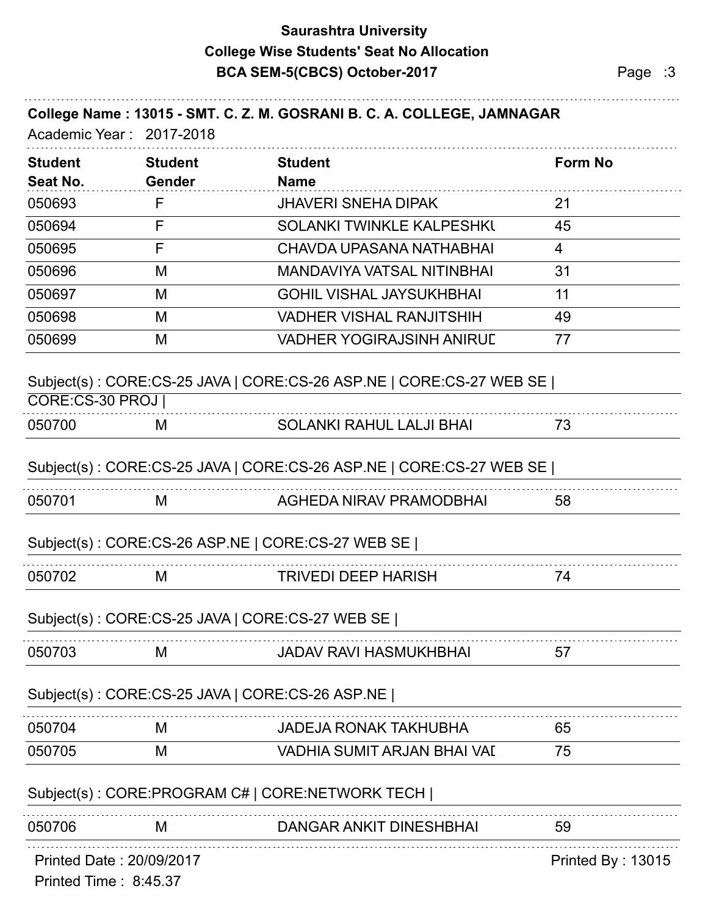**Saurashtra University**
**College Wise Students' Seat No Allocation**
**BCA SEM-5(CBCS) October-2017**

**College Name : 13015 - SMT. C. Z. M. GOSRANI B. C. A. COLLEGE, JAMNAGAR**

Academic Year : 2017-2018

| Student Seat No. | Student Gender | Student Name | Form No |
|---|---|---|---|
| 050693 | F | JHAVERI SNEHA DIPAK | 21 |
| 050694 | F | SOLANKI TWINKLE KALPESHKU | 45 |
| 050695 | F | CHAVDA UPASANA NATHABHAI | 4 |
| 050696 | M | MANDAVIYA VATSAL NITINBHAI | 31 |
| 050697 | M | GOHIL VISHAL JAYSUKHBHAI | 11 |
| 050698 | M | VADHER VISHAL RANJITSHIH | 49 |
| 050699 | M | VADHER YOGIRAJSINH ANIRUD | 77 |

Subject(s) : CORE:CS-25 JAVA | CORE:CS-26 ASP.NE | CORE:CS-27 WEB SE | CORE:CS-30 PROJ |

| Student Seat No. | Student Gender | Student Name | Form No |
|---|---|---|---|
| 050700 | M | SOLANKI RAHUL LALJI BHAI | 73 |

Subject(s) : CORE:CS-25 JAVA | CORE:CS-26 ASP.NE | CORE:CS-27 WEB SE |

| Student Seat No. | Student Gender | Student Name | Form No |
|---|---|---|---|
| 050701 | M | AGHEDA NIRAV PRAMODBHAI | 58 |

Subject(s) : CORE:CS-26 ASP.NE | CORE:CS-27 WEB SE |

| Student Seat No. | Student Gender | Student Name | Form No |
|---|---|---|---|
| 050702 | M | TRIVEDI DEEP HARISH | 74 |

Subject(s) : CORE:CS-25 JAVA | CORE:CS-27 WEB SE |

| Student Seat No. | Student Gender | Student Name | Form No |
|---|---|---|---|
| 050703 | M | JADAV RAVI HASMUKHBHAI | 57 |

Subject(s) : CORE:CS-25 JAVA | CORE:CS-26 ASP.NE |

| Student Seat No. | Student Gender | Student Name | Form No |
|---|---|---|---|
| 050704 | M | JADEJA RONAK TAKHUBHA | 65 |
| 050705 | M | VADHIA SUMIT ARJAN BHAI VAD | 75 |

Subject(s) : CORE:PROGRAM C# | CORE:NETWORK TECH |

| Student Seat No. | Student Gender | Student Name | Form No |
|---|---|---|---|
| 050706 | M | DANGAR ANKIT DINESHBHAI | 59 |

Printed Date : 20/09/2017
Printed Time : 8:45.37
Printed By : 13015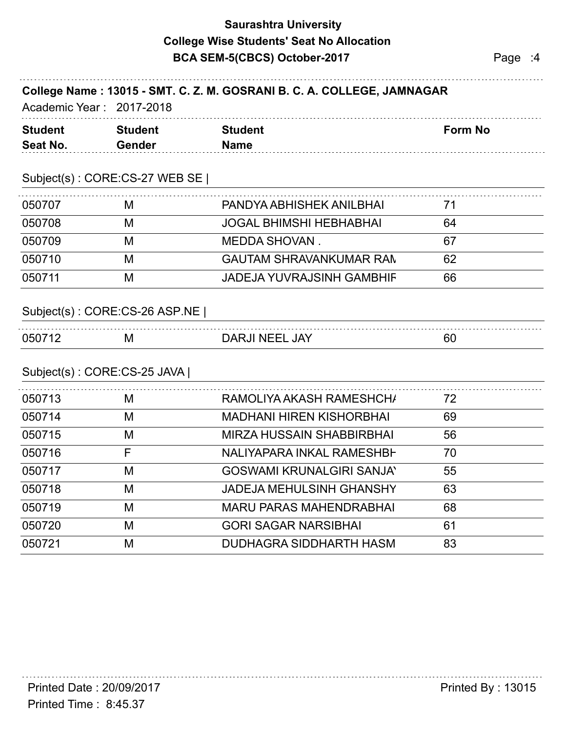# Saurashtra University

## College Wise Students' Seat No Allocation

## BCA SEM-5(CBCS) October-2017

**College Name : 13015 - SMT. C. Z. M. GOSRANI B. C. A. COLLEGE, JAMNAGAR**

Academic Year : 2017-2018

| Student Seat No. | Student Gender | Student Name | Form No |
|---|---|---|---|
| **Subject(s) : CORE:CS-27 WEB SE \|** | | | |
| 050707 | M | PANDYA ABHISHEK ANILBHAI | 71 |
| 050708 | M | JOGAL BHIMSHI HEBHABHAI | 64 |
| 050709 | M | MEDDA SHOVAN . | 67 |
| 050710 | M | GAUTAM SHRAVANKUMAR RAM | 62 |
| 050711 | M | JADEJA YUVRAJSINH GAMBHIR | 66 |
| **Subject(s) : CORE:CS-26 ASP.NE \|** | | | |
| 050712 | M | DARJI NEEL JAY | 60 |
| **Subject(s) : CORE:CS-25 JAVA \|** | | | |
| 050713 | M | RAMOLIYA AKASH RAMESHCHA | 72 |
| 050714 | M | MADHANI HIREN KISHORBHAI | 69 |
| 050715 | M | MIRZA HUSSAIN SHABBIRBHAI | 56 |
| 050716 | F | NALIYAPARA INKAL RAMESHBH | 70 |
| 050717 | M | GOSWAMI KRUNALGIRI SANJAY | 55 |
| 050718 | M | JADEJA MEHULSINH GHANSHY | 63 |
| 050719 | M | MARU PARAS MAHENDRABHAI | 68 |
| 050720 | M | GORI SAGAR NARSIBHAI | 61 |
| 050721 | M | DUDHAGRA SIDDHARTH HASM | 83 |

Printed Date : 20/09/2017

Printed Time : 8:45.37

Printed By : 13015